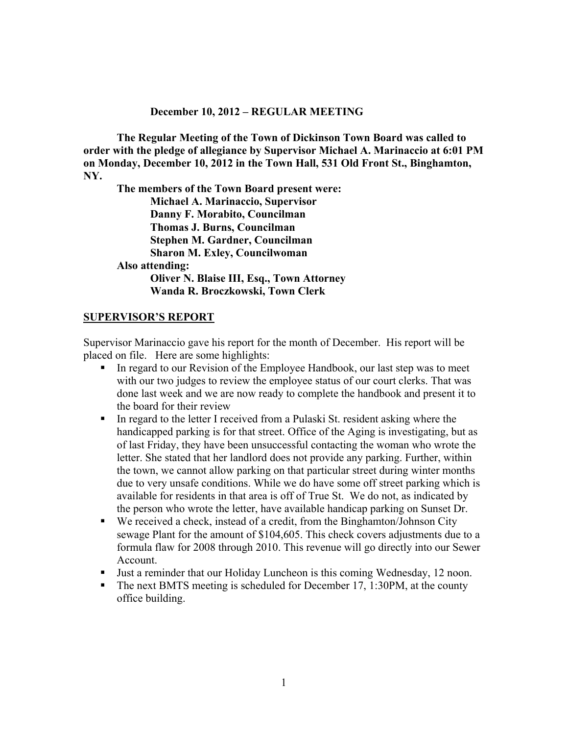**December 10, 2012 – REGULAR MEETING**

**The Regular Meeting of the Town of Dickinson Town Board was called to order with the pledge of allegiance by Supervisor Michael A. Marinaccio at 6:01 PM on Monday, December 10, 2012 in the Town Hall, 531 Old Front St., Binghamton, NY.**

**The members of the Town Board present were:**

**Michael A. Marinaccio, Supervisor**
**Danny F. Morabito, Councilman**
**Thomas J. Burns, Councilman**
**Stephen M. Gardner, Councilman**
**Sharon M. Exley, Councilwoman**

**Also attending:**

**Oliver N. Blaise III, Esq., Town Attorney**
**Wanda R. Broczkowski, Town Clerk**

## SUPERVISOR'S REPORT

Supervisor Marinaccio gave his report for the month of December. His report will be placed on file. Here are some highlights:

- In regard to our Revision of the Employee Handbook, our last step was to meet with our two judges to review the employee status of our court clerks. That was done last week and we are now ready to complete the handbook and present it to the board for their review
- In regard to the letter I received from a Pulaski St. resident asking where the handicapped parking is for that street. Office of the Aging is investigating, but as of last Friday, they have been unsuccessful contacting the woman who wrote the letter. She stated that her landlord does not provide any parking. Further, within the town, we cannot allow parking on that particular street during winter months due to very unsafe conditions. While we do have some off street parking which is available for residents in that area is off of True St. We do not, as indicated by the person who wrote the letter, have available handicap parking on Sunset Dr.
- We received a check, instead of a credit, from the Binghamton/Johnson City sewage Plant for the amount of $104,605. This check covers adjustments due to a formula flaw for 2008 through 2010. This revenue will go directly into our Sewer Account.
- Just a reminder that our Holiday Luncheon is this coming Wednesday, 12 noon.
- The next BMTS meeting is scheduled for December 17, 1:30PM, at the county office building.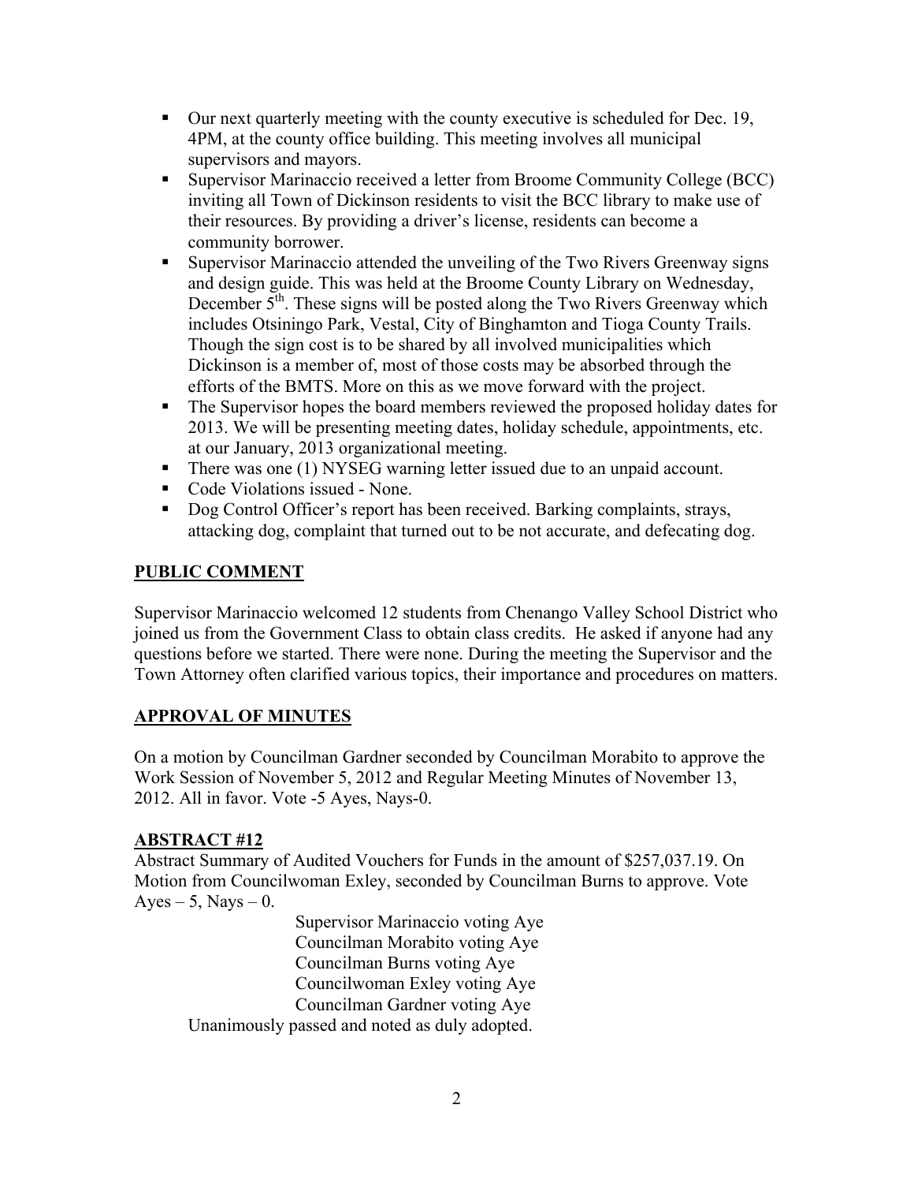- Our next quarterly meeting with the county executive is scheduled for Dec. 19, 4PM, at the county office building. This meeting involves all municipal supervisors and mayors.
- Supervisor Marinaccio received a letter from Broome Community College (BCC) inviting all Town of Dickinson residents to visit the BCC library to make use of their resources. By providing a driver's license, residents can become a community borrower.
- Supervisor Marinaccio attended the unveiling of the Two Rivers Greenway signs and design guide. This was held at the Broome County Library on Wednesday, December 5th. These signs will be posted along the Two Rivers Greenway which includes Otsiningo Park, Vestal, City of Binghamton and Tioga County Trails. Though the sign cost is to be shared by all involved municipalities which Dickinson is a member of, most of those costs may be absorbed through the efforts of the BMTS. More on this as we move forward with the project.
- The Supervisor hopes the board members reviewed the proposed holiday dates for 2013. We will be presenting meeting dates, holiday schedule, appointments, etc. at our January, 2013 organizational meeting.
- There was one (1) NYSEG warning letter issued due to an unpaid account.
- Code Violations issued - None.
- Dog Control Officer's report has been received. Barking complaints, strays, attacking dog, complaint that turned out to be not accurate, and defecating dog.

## PUBLIC COMMENT

Supervisor Marinaccio welcomed 12 students from Chenango Valley School District who joined us from the Government Class to obtain class credits. He asked if anyone had any questions before we started. There were none. During the meeting the Supervisor and the Town Attorney often clarified various topics, their importance and procedures on matters.

## APPROVAL OF MINUTES

On a motion by Councilman Gardner seconded by Councilman Morabito to approve the Work Session of November 5, 2012 and Regular Meeting Minutes of November 13, 2012. All in favor. Vote -5 Ayes, Nays-0.

## ABSTRACT #12

Abstract Summary of Audited Vouchers for Funds in the amount of $257,037.19. On Motion from Councilwoman Exley, seconded by Councilman Burns to approve. Vote Ayes – 5, Nays – 0.

Supervisor Marinaccio voting Aye
Councilman Morabito voting Aye
Councilman Burns voting Aye
Councilwoman Exley voting Aye
Councilman Gardner voting Aye

Unanimously passed and noted as duly adopted.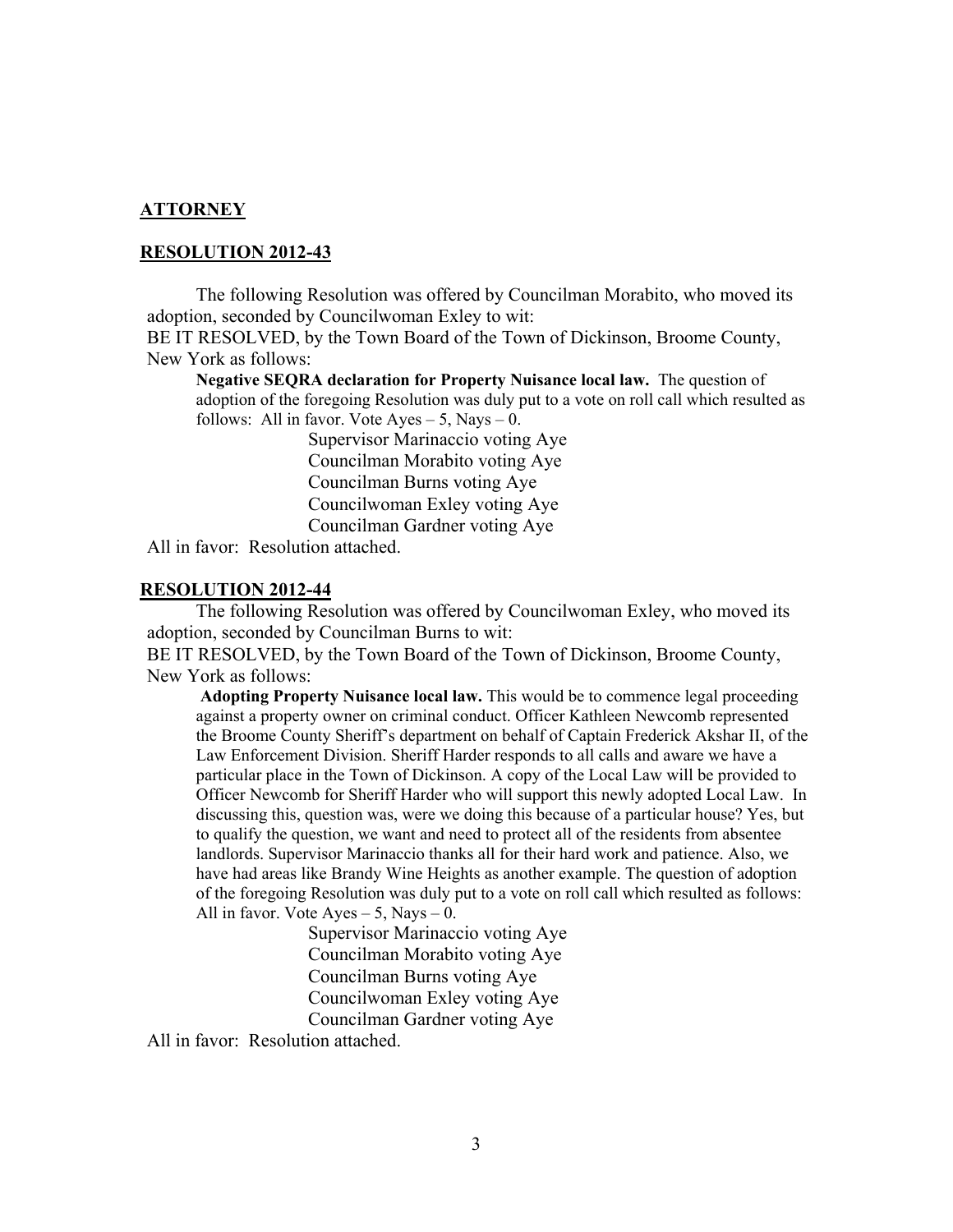**ATTORNEY**

**RESOLUTION 2012-43**

The following Resolution was offered by Councilman Morabito, who moved its adoption, seconded by Councilwoman Exley to wit:

BE IT RESOLVED, by the Town Board of the Town of Dickinson, Broome County, New York as follows:

**Negative SEQRA declaration for Property Nuisance local law.** The question of adoption of the foregoing Resolution was duly put to a vote on roll call which resulted as follows: All in favor. Vote Ayes – 5, Nays – 0.

Supervisor Marinaccio voting Aye
Councilman Morabito voting Aye
Councilman Burns voting Aye
Councilwoman Exley voting Aye
Councilman Gardner voting Aye

All in favor: Resolution attached.

**RESOLUTION 2012-44**

The following Resolution was offered by Councilwoman Exley, who moved its adoption, seconded by Councilman Burns to wit:

BE IT RESOLVED, by the Town Board of the Town of Dickinson, Broome County, New York as follows:

**Adopting Property Nuisance local law.** This would be to commence legal proceeding against a property owner on criminal conduct. Officer Kathleen Newcomb represented the Broome County Sheriff's department on behalf of Captain Frederick Akshar II, of the Law Enforcement Division. Sheriff Harder responds to all calls and aware we have a particular place in the Town of Dickinson. A copy of the Local Law will be provided to Officer Newcomb for Sheriff Harder who will support this newly adopted Local Law. In discussing this, question was, were we doing this because of a particular house? Yes, but to qualify the question, we want and need to protect all of the residents from absentee landlords. Supervisor Marinaccio thanks all for their hard work and patience. Also, we have had areas like Brandy Wine Heights as another example. The question of adoption of the foregoing Resolution was duly put to a vote on roll call which resulted as follows: All in favor. Vote Ayes – 5, Nays – 0.

Supervisor Marinaccio voting Aye
Councilman Morabito voting Aye
Councilman Burns voting Aye
Councilwoman Exley voting Aye
Councilman Gardner voting Aye

All in favor: Resolution attached.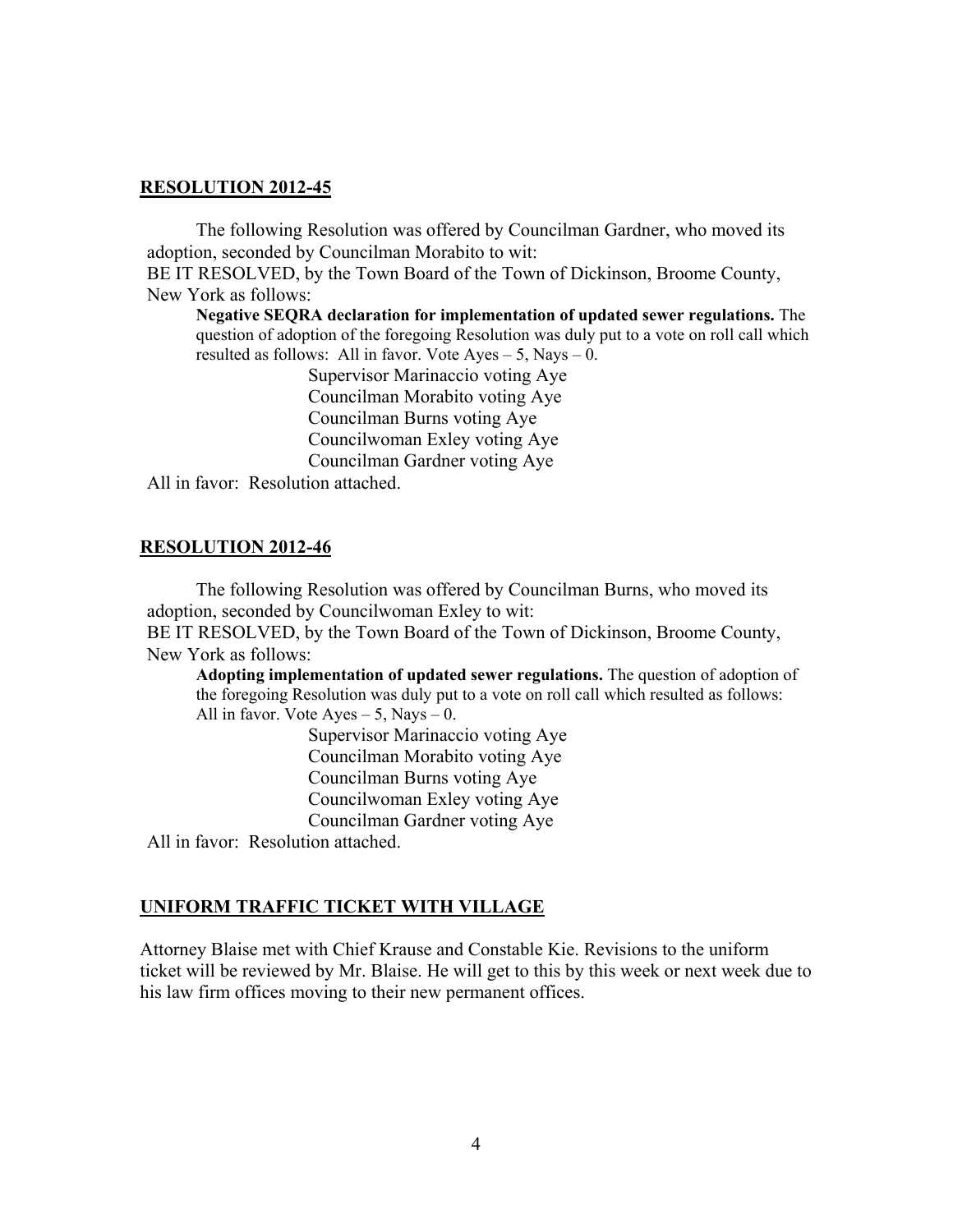## **RESOLUTION 2012-45**

The following Resolution was offered by Councilman Gardner, who moved its adoption, seconded by Councilman Morabito to wit:

BE IT RESOLVED, by the Town Board of the Town of Dickinson, Broome County, New York as follows:

**Negative SEQRA declaration for implementation of updated sewer regulations.** The question of adoption of the foregoing Resolution was duly put to a vote on roll call which resulted as follows: All in favor. Vote Ayes – 5, Nays – 0.

Supervisor Marinaccio voting Aye
Councilman Morabito voting Aye
Councilman Burns voting Aye
Councilwoman Exley voting Aye
Councilman Gardner voting Aye

All in favor: Resolution attached.

## **RESOLUTION 2012-46**

The following Resolution was offered by Councilman Burns, who moved its adoption, seconded by Councilwoman Exley to wit:

BE IT RESOLVED, by the Town Board of the Town of Dickinson, Broome County, New York as follows:

**Adopting implementation of updated sewer regulations.** The question of adoption of the foregoing Resolution was duly put to a vote on roll call which resulted as follows: All in favor. Vote Ayes – 5, Nays – 0.

Supervisor Marinaccio voting Aye
Councilman Morabito voting Aye
Councilman Burns voting Aye
Councilwoman Exley voting Aye
Councilman Gardner voting Aye

All in favor: Resolution attached.

## **UNIFORM TRAFFIC TICKET WITH VILLAGE**

Attorney Blaise met with Chief Krause and Constable Kie. Revisions to the uniform ticket will be reviewed by Mr. Blaise. He will get to this by this week or next week due to his law firm offices moving to their new permanent offices.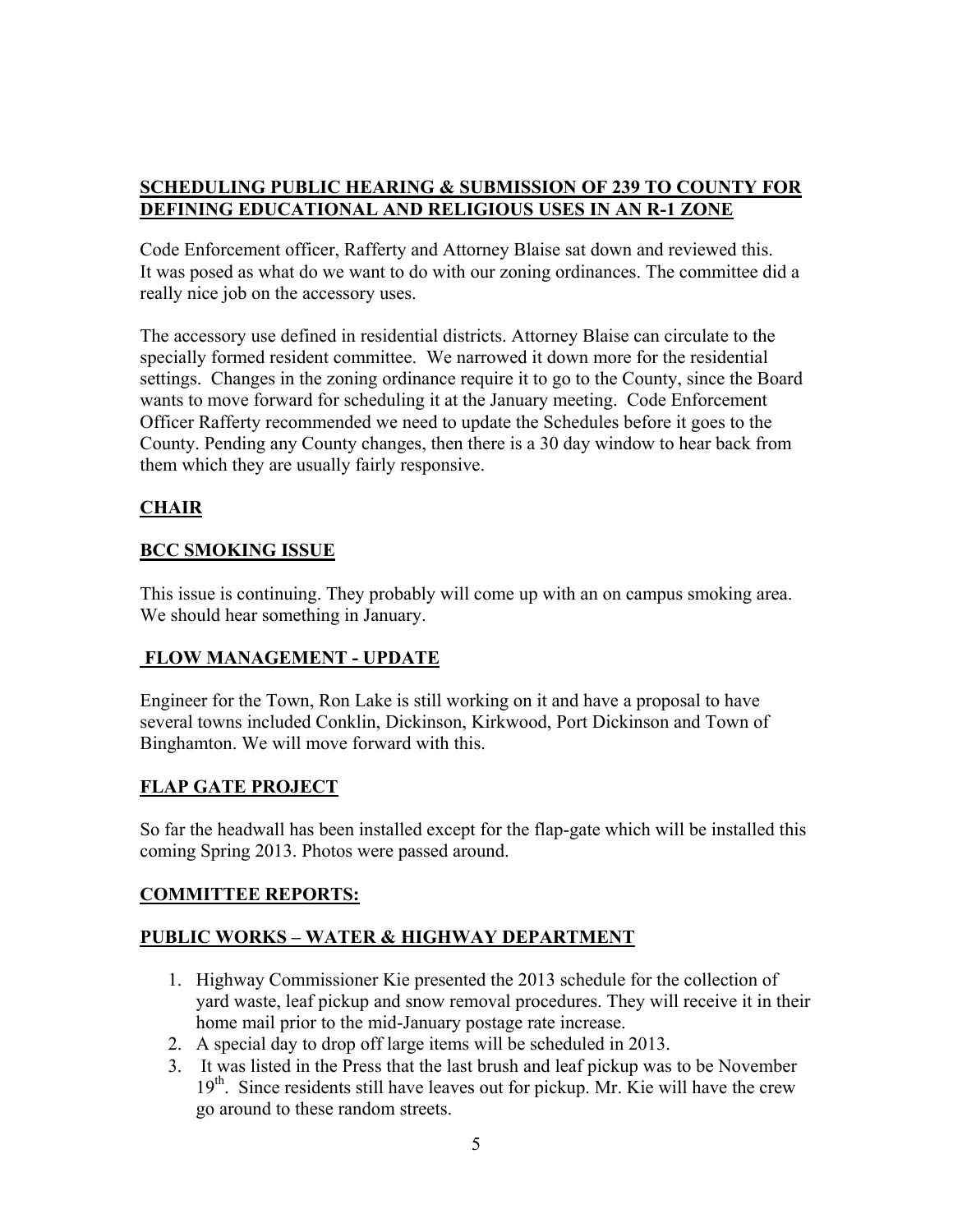## SCHEDULING PUBLIC HEARING & SUBMISSION OF 239 TO COUNTY FOR DEFINING EDUCATIONAL AND RELIGIOUS USES IN AN R-1 ZONE

Code Enforcement officer, Rafferty and Attorney Blaise sat down and reviewed this. It was posed as what do we want to do with our zoning ordinances. The committee did a really nice job on the accessory uses.

The accessory use defined in residential districts. Attorney Blaise can circulate to the specially formed resident committee. We narrowed it down more for the residential settings. Changes in the zoning ordinance require it to go to the County, since the Board wants to move forward for scheduling it at the January meeting. Code Enforcement Officer Rafferty recommended we need to update the Schedules before it goes to the County. Pending any County changes, then there is a 30 day window to hear back from them which they are usually fairly responsive.

## CHAIR

## BCC SMOKING ISSUE

This issue is continuing. They probably will come up with an on campus smoking area. We should hear something in January.

## FLOW MANAGEMENT - UPDATE

Engineer for the Town, Ron Lake is still working on it and have a proposal to have several towns included Conklin, Dickinson, Kirkwood, Port Dickinson and Town of Binghamton. We will move forward with this.

## FLAP GATE PROJECT

So far the headwall has been installed except for the flap-gate which will be installed this coming Spring 2013. Photos were passed around.

## COMMITTEE REPORTS:

## PUBLIC WORKS – WATER & HIGHWAY DEPARTMENT

1. Highway Commissioner Kie presented the 2013 schedule for the collection of yard waste, leaf pickup and snow removal procedures. They will receive it in their home mail prior to the mid-January postage rate increase.
2. A special day to drop off large items will be scheduled in 2013.
3. It was listed in the Press that the last brush and leaf pickup was to be November 19th. Since residents still have leaves out for pickup. Mr. Kie will have the crew go around to these random streets.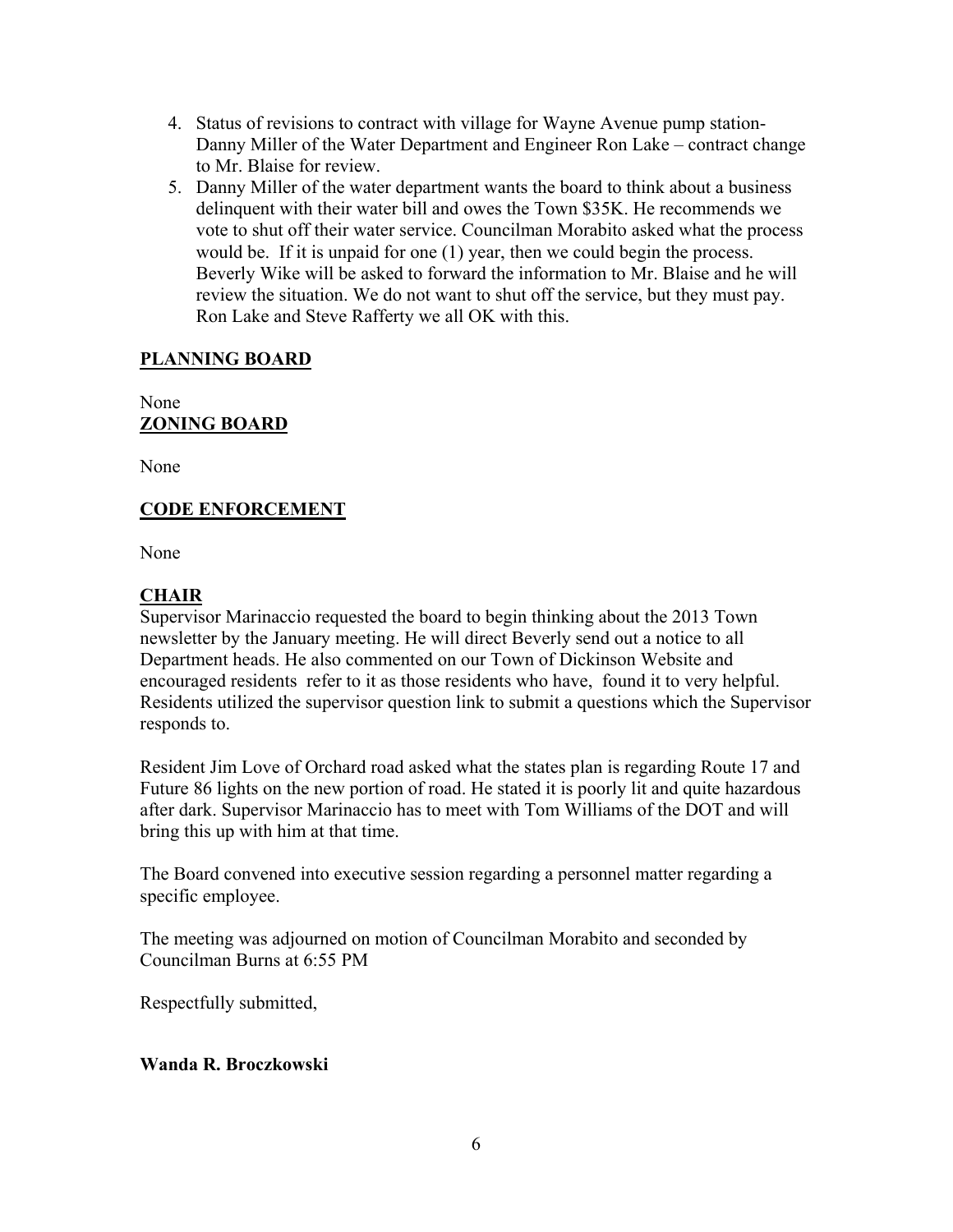4. Status of revisions to contract with village for Wayne Avenue pump station- Danny Miller of the Water Department and Engineer Ron Lake – contract change to Mr. Blaise for review.
5. Danny Miller of the water department wants the board to think about a business delinquent with their water bill and owes the Town $35K. He recommends we vote to shut off their water service. Councilman Morabito asked what the process would be. If it is unpaid for one (1) year, then we could begin the process. Beverly Wike will be asked to forward the information to Mr. Blaise and he will review the situation. We do not want to shut off the service, but they must pay. Ron Lake and Steve Rafferty we all OK with this.

**PLANNING BOARD**

None

**ZONING BOARD**

None

**CODE ENFORCEMENT**

None

**CHAIR**

Supervisor Marinaccio requested the board to begin thinking about the 2013 Town newsletter by the January meeting. He will direct Beverly send out a notice to all Department heads. He also commented on our Town of Dickinson Website and encouraged residents refer to it as those residents who have, found it to very helpful. Residents utilized the supervisor question link to submit a questions which the Supervisor responds to.

Resident Jim Love of Orchard road asked what the states plan is regarding Route 17 and Future 86 lights on the new portion of road. He stated it is poorly lit and quite hazardous after dark. Supervisor Marinaccio has to meet with Tom Williams of the DOT and will bring this up with him at that time.

The Board convened into executive session regarding a personnel matter regarding a specific employee.

The meeting was adjourned on motion of Councilman Morabito and seconded by Councilman Burns at 6:55 PM

Respectfully submitted,

**Wanda R. Broczkowski**